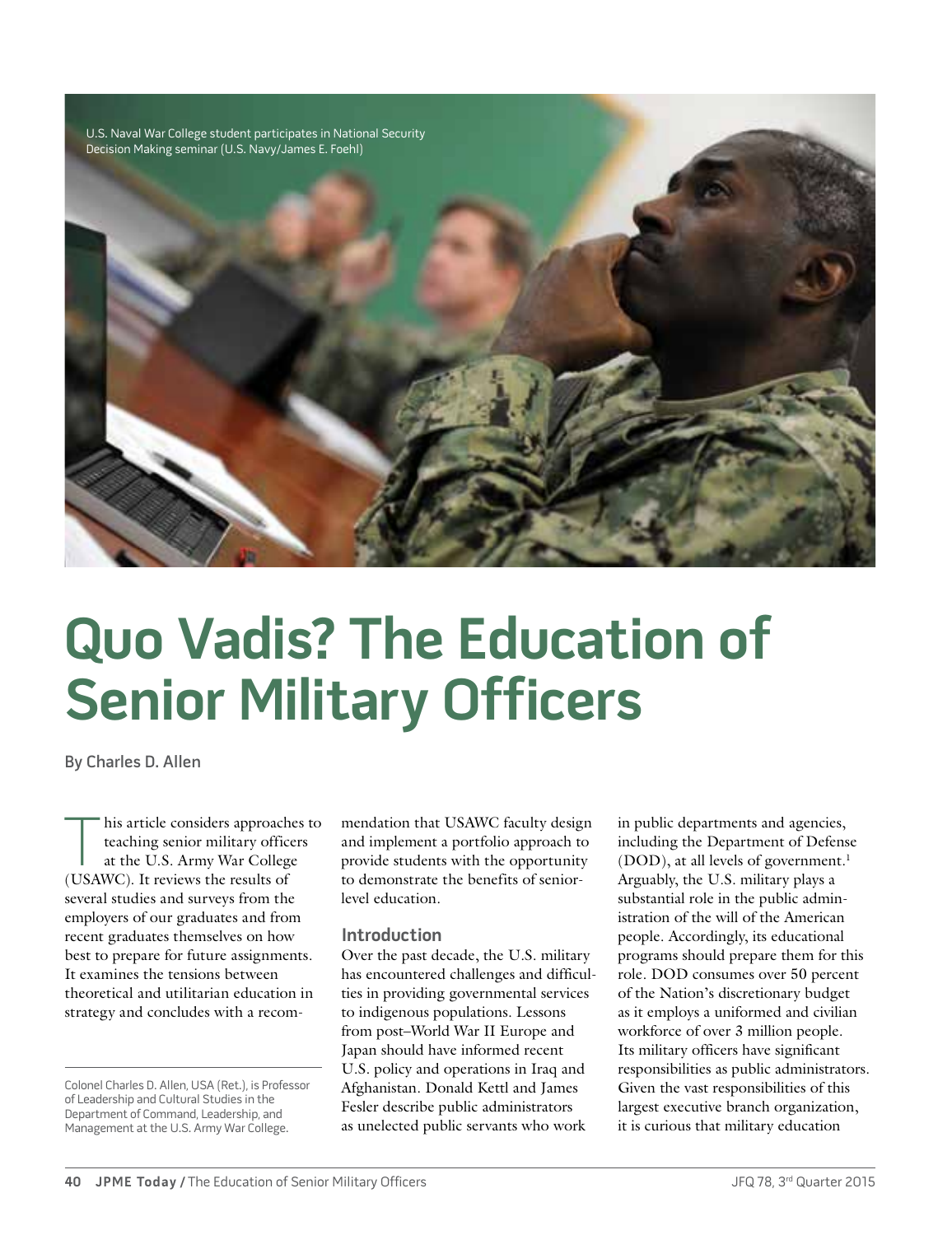U.S. Naval War College student participates in National Security Decision Making seminar (U.S. Navy/James E. Foehl)

# Quo Vadis? The Education of Senior Military Officers

By Charles D. Allen

This article considers approaches to teaching senior military officers at the U.S. Army War College (USAWC). It reviews the results of several studies and surveys from the employers of our graduates and from recent graduates themselves on how best to prepare for future assignments. It examines the tensions between theoretical and utilitarian education in strategy and concludes with a recommendation that USAWC faculty design and implement a portfolio approach to provide students with the opportunity to demonstrate the benefits of senior-level education.

Colonel Charles D. Allen, USA (Ret.), is Professor of Leadership and Cultural Studies in the Department of Command, Leadership, and Management at the U.S. Army War College.

## Introduction

Over the past decade, the U.S. military has encountered challenges and difficulties in providing governmental services to indigenous populations. Lessons from post–World War II Europe and Japan should have informed recent U.S. policy and operations in Iraq and Afghanistan. Donald Kettl and James Fesler describe public administrators as unelected public servants who work in public departments and agencies, including the Department of Defense (DOD), at all levels of government.[1] Arguably, the U.S. military plays a substantial role in the public administration of the will of the American people. Accordingly, its educational programs should prepare them for this role. DOD consumes over 50 percent of the Nation's discretionary budget as it employs a uniformed and civilian workforce of over 3 million people. Its military officers have significant responsibilities as public administrators. Given the vast responsibilities of this largest executive branch organization, it is curious that military education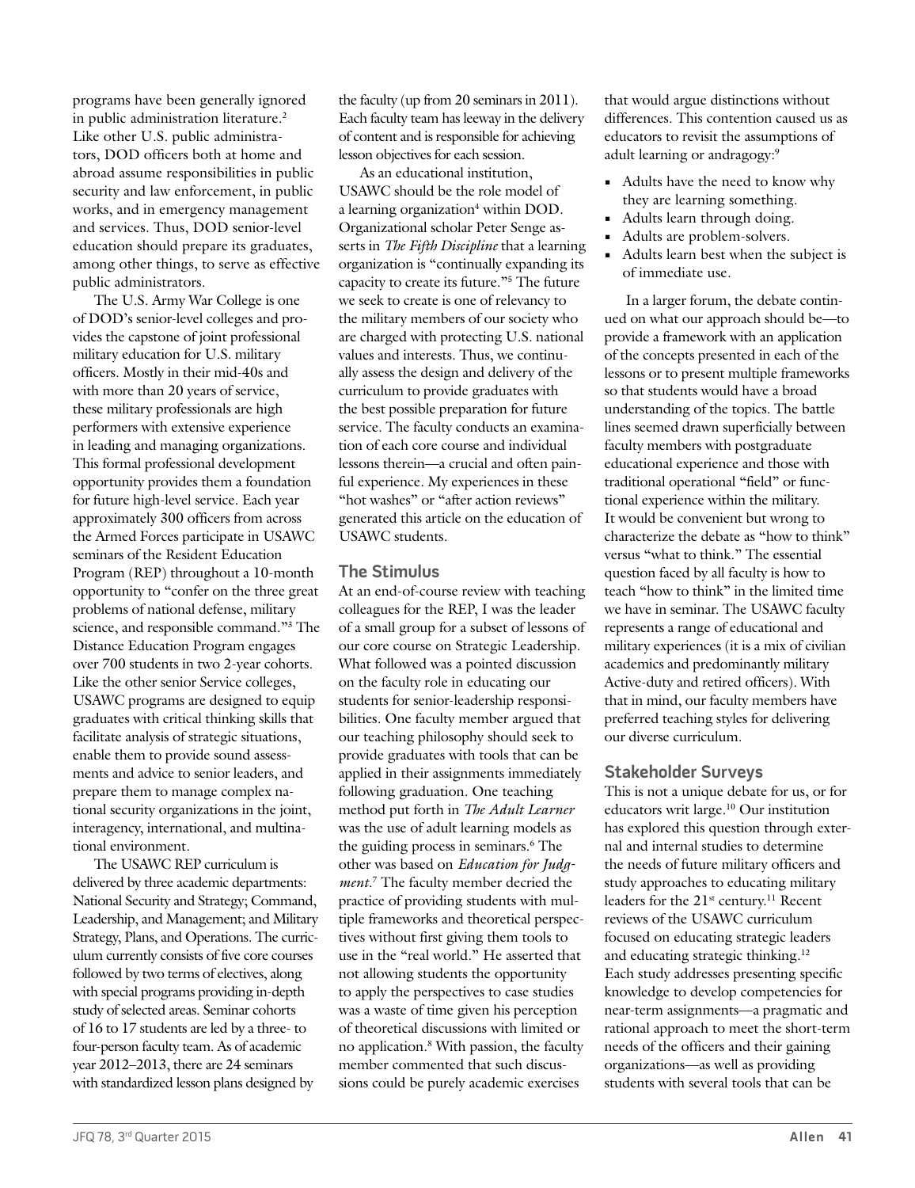programs have been generally ignored in public administration literature.[2] Like other U.S. public administrators, DOD officers both at home and abroad assume responsibilities in public security and law enforcement, in public works, and in emergency management and services. Thus, DOD senior-level education should prepare its graduates, among other things, to serve as effective public administrators.

The U.S. Army War College is one of DOD's senior-level colleges and provides the capstone of joint professional military education for U.S. military officers. Mostly in their mid-40s and with more than 20 years of service, these military professionals are high performers with extensive experience in leading and managing organizations. This formal professional development opportunity provides them a foundation for future high-level service. Each year approximately 300 officers from across the Armed Forces participate in USAWC seminars of the Resident Education Program (REP) throughout a 10-month opportunity to "confer on the three great problems of national defense, military science, and responsible command."[3] The Distance Education Program engages over 700 students in two 2-year cohorts. Like the other senior Service colleges, USAWC programs are designed to equip graduates with critical thinking skills that facilitate analysis of strategic situations, enable them to provide sound assessments and advice to senior leaders, and prepare them to manage complex national security organizations in the joint, interagency, international, and multinational environment.

The USAWC REP curriculum is delivered by three academic departments: National Security and Strategy; Command, Leadership, and Management; and Military Strategy, Plans, and Operations. The curriculum currently consists of five core courses followed by two terms of electives, along with special programs providing in-depth study of selected areas. Seminar cohorts of 16 to 17 students are led by a three- to four-person faculty team. As of academic year 2012–2013, there are 24 seminars with standardized lesson plans designed by the faculty (up from 20 seminars in 2011). Each faculty team has leeway in the delivery of content and is responsible for achieving lesson objectives for each session.

As an educational institution, USAWC should be the role model of a learning organization[4] within DOD. Organizational scholar Peter Senge asserts in *The Fifth Discipline* that a learning organization is "continually expanding its capacity to create its future."[5] The future we seek to create is one of relevancy to the military members of our society who are charged with protecting U.S. national values and interests. Thus, we continually assess the design and delivery of the curriculum to provide graduates with the best possible preparation for future service. The faculty conducts an examination of each core course and individual lessons therein—a crucial and often painful experience. My experiences in these "hot washes" or "after action reviews" generated this article on the education of USAWC students.

## The Stimulus

At an end-of-course review with teaching colleagues for the REP, I was the leader of a small group for a subset of lessons of our core course on Strategic Leadership. What followed was a pointed discussion on the faculty role in educating our students for senior-leadership responsibilities. One faculty member argued that our teaching philosophy should seek to provide graduates with tools that can be applied in their assignments immediately following graduation. One teaching method put forth in *The Adult Learner* was the use of adult learning models as the guiding process in seminars.[6] The other was based on *Education for Judgment*.[7] The faculty member decried the practice of providing students with multiple frameworks and theoretical perspectives without first giving them tools to use in the "real world." He asserted that not allowing students the opportunity to apply the perspectives to case studies was a waste of time given his perception of theoretical discussions with limited or no application.[8] With passion, the faculty member commented that such discussions could be purely academic exercises that would argue distinctions without differences. This contention caused us as educators to revisit the assumptions of adult learning or andragogy:[9]

- Adults have the need to know why they are learning something.
- Adults learn through doing.
- Adults are problem-solvers.
- Adults learn best when the subject is of immediate use.

In a larger forum, the debate continued on what our approach should be—to provide a framework with an application of the concepts presented in each of the lessons or to present multiple frameworks so that students would have a broad understanding of the topics. The battle lines seemed drawn superficially between faculty members with postgraduate educational experience and those with traditional operational "field" or functional experience within the military. It would be convenient but wrong to characterize the debate as "how to think" versus "what to think." The essential question faced by all faculty is how to teach "how to think" in the limited time we have in seminar. The USAWC faculty represents a range of educational and military experiences (it is a mix of civilian academics and predominantly military Active-duty and retired officers). With that in mind, our faculty members have preferred teaching styles for delivering our diverse curriculum.

## Stakeholder Surveys

This is not a unique debate for us, or for educators writ large.[10] Our institution has explored this question through external and internal studies to determine the needs of future military officers and study approaches to educating military leaders for the 21st century.[11] Recent reviews of the USAWC curriculum focused on educating strategic leaders and educating strategic thinking.[12] Each study addresses presenting specific knowledge to develop competencies for near-term assignments—a pragmatic and rational approach to meet the short-term needs of the officers and their gaining organizations—as well as providing students with several tools that can be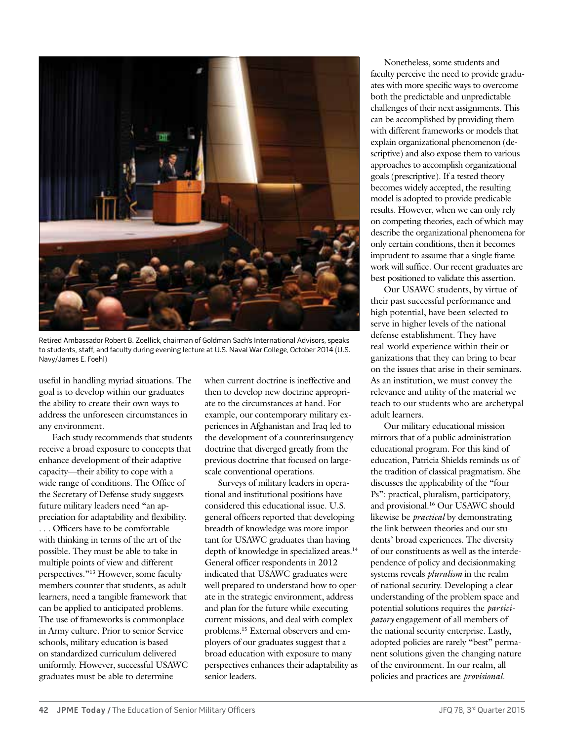Retired Ambassador Robert B. Zoellick, chairman of Goldman Sach's International Advisors, speaks to students, staff, and faculty during evening lecture at U.S. Naval War College, October 2014 (U.S. Navy/James E. Foehl)

useful in handling myriad situations. The goal is to develop within our graduates the ability to create their own ways to address the unforeseen circumstances in any environment.

Each study recommends that students receive a broad exposure to concepts that enhance development of their adaptive capacity—their ability to cope with a wide range of conditions. The Office of the Secretary of Defense study suggests future military leaders need "an appreciation for adaptability and flexibility. . . . Officers have to be comfortable with thinking in terms of the art of the possible. They must be able to take in multiple points of view and different perspectives."[13] However, some faculty members counter that students, as adult learners, need a tangible framework that can be applied to anticipated problems. The use of frameworks is commonplace in Army culture. Prior to senior Service schools, military education is based on standardized curriculum delivered uniformly. However, successful USAWC graduates must be able to determine when current doctrine is ineffective and then to develop new doctrine appropriate to the circumstances at hand. For example, our contemporary military experiences in Afghanistan and Iraq led to the development of a counterinsurgency doctrine that diverged greatly from the previous doctrine that focused on large-scale conventional operations.

Surveys of military leaders in operational and institutional positions have considered this educational issue. U.S. general officers reported that developing breadth of knowledge was more important for USAWC graduates than having depth of knowledge in specialized areas.[14] General officer respondents in 2012 indicated that USAWC graduates were well prepared to understand how to operate in the strategic environment, address and plan for the future while executing current missions, and deal with complex problems.[15] External observers and employers of our graduates suggest that a broad education with exposure to many perspectives enhances their adaptability as senior leaders.

Nonetheless, some students and faculty perceive the need to provide graduates with more specific ways to overcome both the predictable and unpredictable challenges of their next assignments. This can be accomplished by providing them with different frameworks or models that explain organizational phenomenon (descriptive) and also expose them to various approaches to accomplish organizational goals (prescriptive). If a tested theory becomes widely accepted, the resulting model is adopted to provide predicable results. However, when we can only rely on competing theories, each of which may describe the organizational phenomena for only certain conditions, then it becomes imprudent to assume that a single framework will suffice. Our recent graduates are best positioned to validate this assertion.

Our USAWC students, by virtue of their past successful performance and high potential, have been selected to serve in higher levels of the national defense establishment. They have real-world experience within their organizations that they can bring to bear on the issues that arise in their seminars. As an institution, we must convey the relevance and utility of the material we teach to our students who are archetypal adult learners.

Our military educational mission mirrors that of a public administration educational program. For this kind of education, Patricia Shields reminds us of the tradition of classical pragmatism. She discusses the applicability of the "four Ps": practical, pluralism, participatory, and provisional.[16] Our USAWC should likewise be *practical* by demonstrating the link between theories and our students' broad experiences. The diversity of our constituents as well as the interdependence of policy and decisionmaking systems reveals *pluralism* in the realm of national security. Developing a clear understanding of the problem space and potential solutions requires the *participatory* engagement of all members of the national security enterprise. Lastly, adopted policies are rarely "best" permanent solutions given the changing nature of the environment. In our realm, all policies and practices are *provisional.*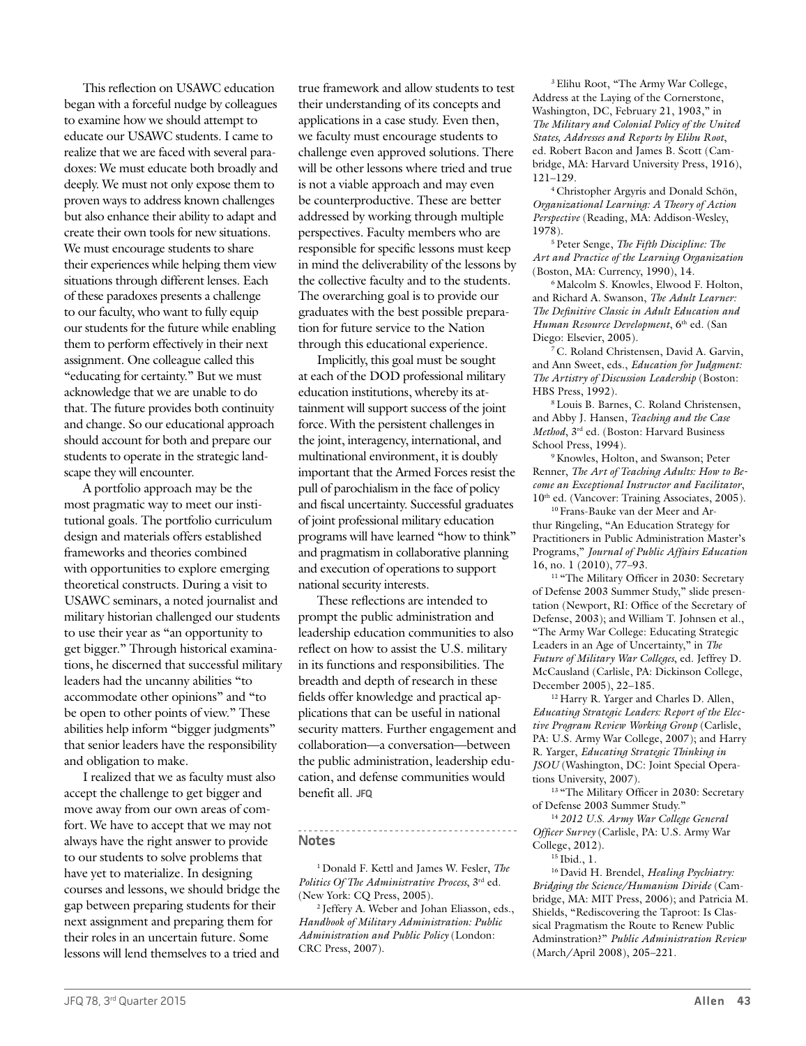This reflection on USAWC education began with a forceful nudge by colleagues to examine how we should attempt to educate our USAWC students. I came to realize that we are faced with several paradoxes: We must educate both broadly and deeply. We must not only expose them to proven ways to address known challenges but also enhance their ability to adapt and create their own tools for new situations. We must encourage students to share their experiences while helping them view situations through different lenses. Each of these paradoxes presents a challenge to our faculty, who want to fully equip our students for the future while enabling them to perform effectively in their next assignment. One colleague called this "educating for certainty." But we must acknowledge that we are unable to do that. The future provides both continuity and change. So our educational approach should account for both and prepare our students to operate in the strategic landscape they will encounter.

A portfolio approach may be the most pragmatic way to meet our institutional goals. The portfolio curriculum design and materials offers established frameworks and theories combined with opportunities to explore emerging theoretical constructs. During a visit to USAWC seminars, a noted journalist and military historian challenged our students to use their year as "an opportunity to get bigger." Through historical examinations, he discerned that successful military leaders had the uncanny abilities "to accommodate other opinions" and "to be open to other points of view." These abilities help inform "bigger judgments" that senior leaders have the responsibility and obligation to make.

I realized that we as faculty must also accept the challenge to get bigger and move away from our own areas of comfort. We have to accept that we may not always have the right answer to provide to our students to solve problems that have yet to materialize. In designing courses and lessons, we should bridge the gap between preparing students for their next assignment and preparing them for their roles in an uncertain future. Some lessons will lend themselves to a tried and true framework and allow students to test their understanding of its concepts and applications in a case study. Even then, we faculty must encourage students to challenge even approved solutions. There will be other lessons where tried and true is not a viable approach and may even be counterproductive. These are better addressed by working through multiple perspectives. Faculty members who are responsible for specific lessons must keep in mind the deliverability of the lessons by the collective faculty and to the students. The overarching goal is to provide our graduates with the best possible preparation for future service to the Nation through this educational experience.

Implicitly, this goal must be sought at each of the DOD professional military education institutions, whereby its attainment will support success of the joint force. With the persistent challenges in the joint, interagency, international, and multinational environment, it is doubly important that the Armed Forces resist the pull of parochialism in the face of policy and fiscal uncertainty. Successful graduates of joint professional military education programs will have learned "how to think" and pragmatism in collaborative planning and execution of operations to support national security interests.

These reflections are intended to prompt the public administration and leadership education communities to also reflect on how to assist the U.S. military in its functions and responsibilities. The breadth and depth of research in these fields offer knowledge and practical applications that can be useful in national security matters. Further engagement and collaboration—a conversation—between the public administration, leadership education, and defense communities would benefit all. **JFQ**

## Notes

[1] Donald F. Kettl and James W. Fesler, *The Politics Of The Administrative Process*, 3rd ed. (New York: CQ Press, 2005).

[2] Jeffery A. Weber and Johan Eliasson, eds., *Handbook of Military Administration: Public Administration and Public Policy* (London: CRC Press, 2007).

[3] Elihu Root, "The Army War College, Address at the Laying of the Cornerstone, Washington, DC, February 21, 1903," in *The Military and Colonial Policy of the United States, Addresses and Reports by Elihu Root*, ed. Robert Bacon and James B. Scott (Cambridge, MA: Harvard University Press, 1916), 121–129.

[4] Christopher Argyris and Donald Schön, *Organizational Learning: A Theory of Action Perspective* (Reading, MA: Addison-Wesley, 1978).

[5] Peter Senge, *The Fifth Discipline: The Art and Practice of the Learning Organization* (Boston, MA: Currency, 1990), 14.

[6] Malcolm S. Knowles, Elwood F. Holton, and Richard A. Swanson, *The Adult Learner: The Definitive Classic in Adult Education and Human Resource Development*, 6th ed. (San Diego: Elsevier, 2005).

[7] C. Roland Christensen, David A. Garvin, and Ann Sweet, eds., *Education for Judgment: The Artistry of Discussion Leadership* (Boston: HBS Press, 1992).

[8] Louis B. Barnes, C. Roland Christensen, and Abby J. Hansen, *Teaching and the Case Method*, 3rd ed. (Boston: Harvard Business School Press, 1994).

[9] Knowles, Holton, and Swanson; Peter Renner, *The Art of Teaching Adults: How to Become an Exceptional Instructor and Facilitator*, 10th ed. (Vancover: Training Associates, 2005).

[10] Frans-Bauke van der Meer and Arthur Ringeling, "An Education Strategy for Practitioners in Public Administration Master's Programs," *Journal of Public Affairs Education* 16, no. 1 (2010), 77–93.

[11] "The Military Officer in 2030: Secretary of Defense 2003 Summer Study," slide presentation (Newport, RI: Office of the Secretary of Defense, 2003); and William T. Johnsen et al., "The Army War College: Educating Strategic Leaders in an Age of Uncertainty," in *The Future of Military War Colleges*, ed. Jeffrey D. McCausland (Carlisle, PA: Dickinson College, December 2005), 22–185.

[12] Harry R. Yarger and Charles D. Allen, *Educating Strategic Leaders: Report of the Elective Program Review Working Group* (Carlisle, PA: U.S. Army War College, 2007); and Harry R. Yarger, *Educating Strategic Thinking in JSOU* (Washington, DC: Joint Special Operations University, 2007).

[13] "The Military Officer in 2030: Secretary of Defense 2003 Summer Study."

[14] *2012 U.S. Army War College General Officer Survey* (Carlisle, PA: U.S. Army War College, 2012).

[15] Ibid., 1.

[16] David H. Brendel, *Healing Psychiatry: Bridging the Science/Humanism Divide* (Cambridge, MA: MIT Press, 2006); and Patricia M. Shields, "Rediscovering the Taproot: Is Classical Pragmatism the Route to Renew Public Adminstration?" *Public Administration Review* (March/April 2008), 205–221.